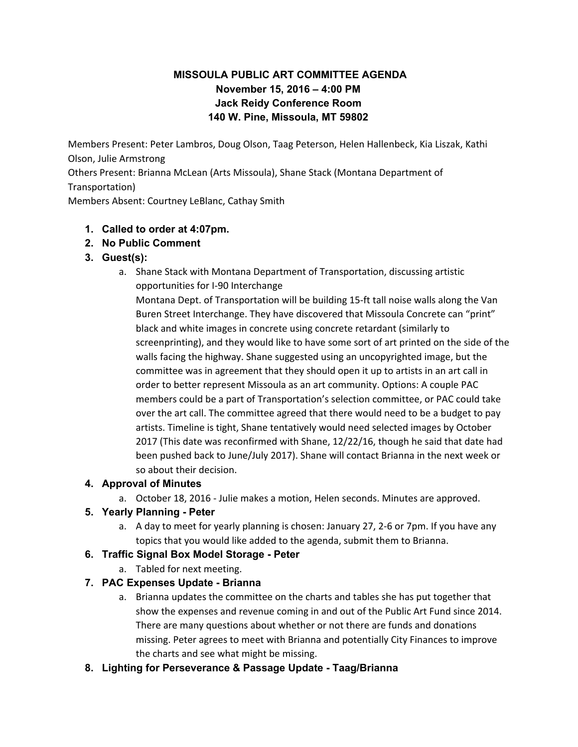# MISSOULA PUBLIC ART COMMITTEE AGENDA
**November 15, 2016 – 4:00 PM**
**Jack Reidy Conference Room**
**140 W. Pine, Missoula, MT 59802**

Members Present: Peter Lambros, Doug Olson, Taag Peterson, Helen Hallenbeck, Kia Liszak, Kathi Olson, Julie Armstrong
Others Present: Brianna McLean (Arts Missoula), Shane Stack (Montana Department of Transportation)
Members Absent: Courtney LeBlanc, Cathay Smith

1. **Called to order at 4:07pm.**
2. **No Public Comment**
3. **Guest(s):**
    a. Shane Stack with Montana Department of Transportation, discussing artistic opportunities for I-90 Interchange
    Montana Dept. of Transportation will be building 15-ft tall noise walls along the Van Buren Street Interchange. They have discovered that Missoula Concrete can "print" black and white images in concrete using concrete retardant (similarly to screenprinting), and they would like to have some sort of art printed on the side of the walls facing the highway. Shane suggested using an uncopyrighted image, but the committee was in agreement that they should open it up to artists in an art call in order to better represent Missoula as an art community. Options: A couple PAC members could be a part of Transportation's selection committee, or PAC could take over the art call. The committee agreed that there would need to be a budget to pay artists. Timeline is tight, Shane tentatively would need selected images by October 2017 (This date was reconfirmed with Shane, 12/22/16, though he said that date had been pushed back to June/July 2017). Shane will contact Brianna in the next week or so about their decision.
4. **Approval of Minutes**
    a. October 18, 2016 - Julie makes a motion, Helen seconds. Minutes are approved.
5. **Yearly Planning - Peter**
    a. A day to meet for yearly planning is chosen: January 27, 2-6 or 7pm. If you have any topics that you would like added to the agenda, submit them to Brianna.
6. **Traffic Signal Box Model Storage - Peter**
    a. Tabled for next meeting.
7. **PAC Expenses Update - Brianna**
    a. Brianna updates the committee on the charts and tables she has put together that show the expenses and revenue coming in and out of the Public Art Fund since 2014. There are many questions about whether or not there are funds and donations missing. Peter agrees to meet with Brianna and potentially City Finances to improve the charts and see what might be missing.
8. **Lighting for Perseverance & Passage Update - Taag/Brianna**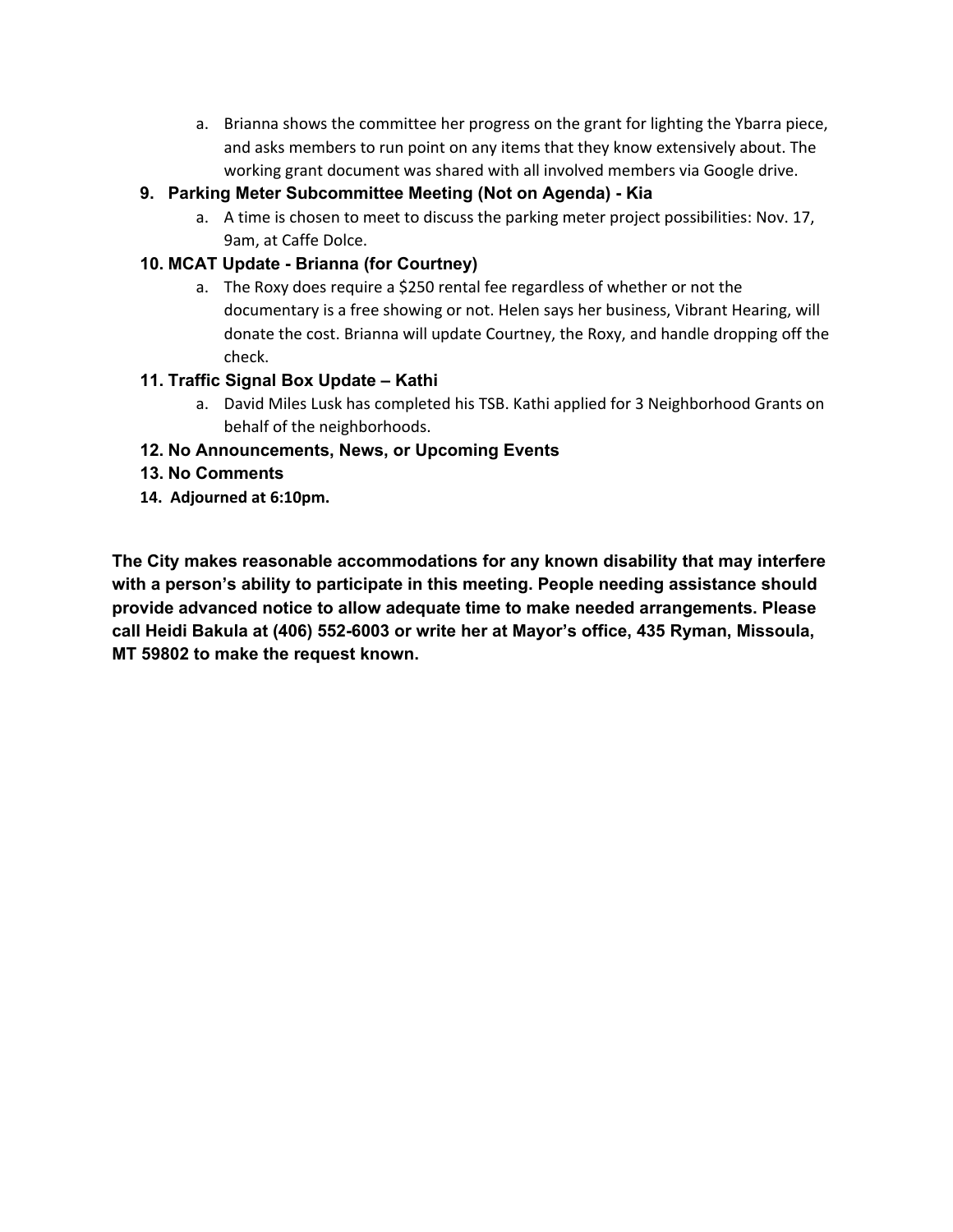a. Brianna shows the committee her progress on the grant for lighting the Ybarra piece, and asks members to run point on any items that they know extensively about. The working grant document was shared with all involved members via Google drive.

9. **Parking Meter Subcommittee Meeting (Not on Agenda) - Kia**
   a. A time is chosen to meet to discuss the parking meter project possibilities: Nov. 17, 9am, at Caffe Dolce.

10. **MCAT Update - Brianna (for Courtney)**
    a. The Roxy does require a $250 rental fee regardless of whether or not the documentary is a free showing or not. Helen says her business, Vibrant Hearing, will donate the cost. Brianna will update Courtney, the Roxy, and handle dropping off the check.

11. **Traffic Signal Box Update – Kathi**
    a. David Miles Lusk has completed his TSB. Kathi applied for 3 Neighborhood Grants on behalf of the neighborhoods.

12. **No Announcements, News, or Upcoming Events**

13. **No Comments**

14. **Adjourned at 6:10pm.**

**The City makes reasonable accommodations for any known disability that may interfere with a person's ability to participate in this meeting. People needing assistance should provide advanced notice to allow adequate time to make needed arrangements. Please call Heidi Bakula at (406) 552-6003 or write her at Mayor's office, 435 Ryman, Missoula, MT 59802 to make the request known.**